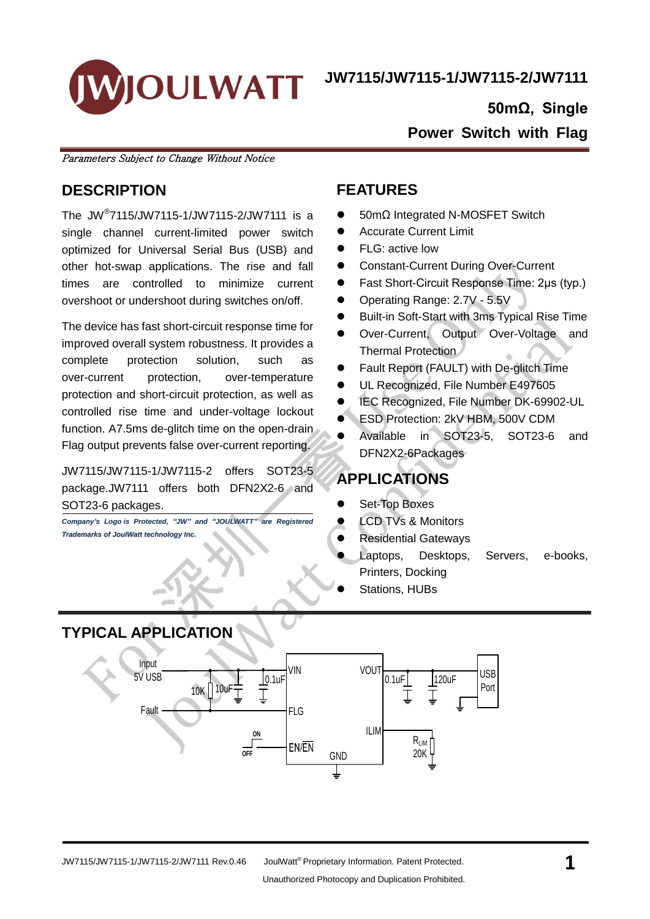# JW7115/JW7115-1/JW7115-2/JW7111

## 50mΩ, Single Power Switch with Flag

*Parameters Subject to Change Without Notice*

## DESCRIPTION

The JW®7115/JW7115-1/JW7115-2/JW7111 is a single channel current-limited power switch optimized for Universal Serial Bus (USB) and other hot-swap applications. The rise and fall times are controlled to minimize current overshoot or undershoot during switches on/off.

The device has fast short-circuit response time for improved overall system robustness. It provides a complete protection solution, such as over-current protection, over-temperature protection and short-circuit protection, as well as controlled rise time and under-voltage lockout function. A7.5ms de-glitch time on the open-drain Flag output prevents false over-current reporting.

JW7115/JW7115-1/JW7115-2 offers SOT23-5 package.JW7111 offers both DFN2X2-6 and SOT23-6 packages.

***Company's Logo is Protected, "JW" and "JOULWATT" are Registered Trademarks of JoulWatt technology Inc.***

## FEATURES

- 50mΩ Integrated N-MOSFET Switch
- Accurate Current Limit
- FLG: active low
- Constant-Current During Over-Current
- Fast Short-Circuit Response Time: 2μs (typ.)
- Operating Range: 2.7V - 5.5V
- Built-in Soft-Start with 3ms Typical Rise Time
- Over-Current, Output Over-Voltage and Thermal Protection
- Fault Report (FAULT) with De-glitch Time
- UL Recognized, File Number E497605
- IEC Recognized, File Number DK-69902-UL
- ESD Protection: 2kV HBM, 500V CDM
- Available in SOT23-5, SOT23-6 and DFN2X2-6Packages

## APPLICATIONS

- Set-Top Boxes
- LCD TVs & Monitors
- Residential Gateways
- Laptops, Desktops, Servers, e-books, Printers, Docking
- Stations, HUBs

## TYPICAL APPLICATION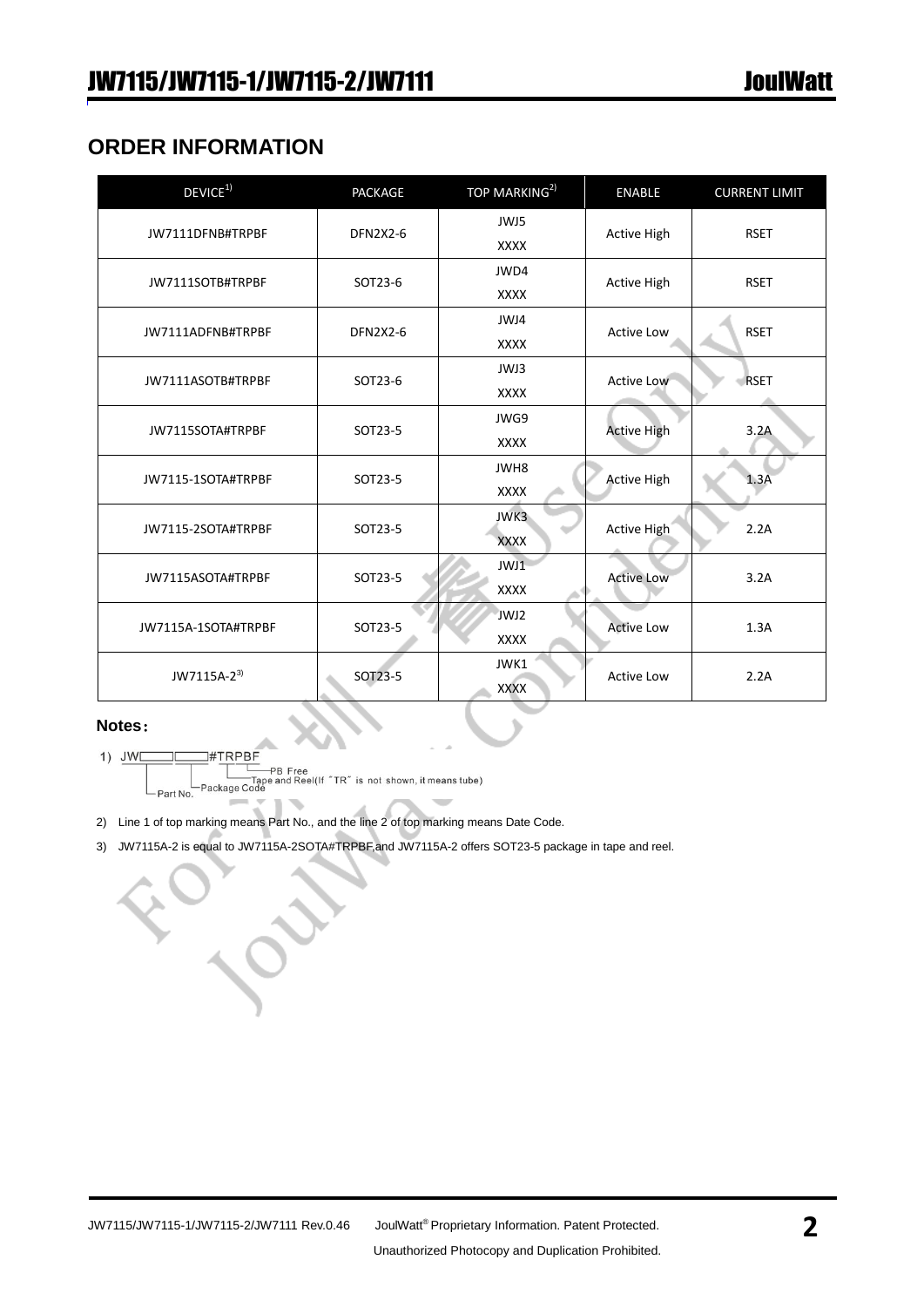## ORDER INFORMATION

| DEVICE[1] | PACKAGE | TOP MARKING[2] | ENABLE | CURRENT LIMIT |
|---|---|---|---|---|
| JW7111DFNB#TRPBF | DFN2X2-6 | JWJ5<br>XXXX | Active High | RSET |
| JW7111SOTB#TRPBF | SOT23-6 | JWD4<br>XXXX | Active High | RSET |
| JW7111ADFNB#TRPBF | DFN2X2-6 | JWJ4<br>XXXX | Active Low | RSET |
| JW7111ASOTB#TRPBF | SOT23-6 | JWJ3<br>XXXX | Active Low | RSET |
| JW7115SOTA#TRPBF | SOT23-5 | JWG9<br>XXXX | Active High | 3.2A |
| JW7115-1SOTA#TRPBF | SOT23-5 | JWH8<br>XXXX | Active High | 1.3A |
| JW7115-2SOTA#TRPBF | SOT23-5 | JWK3<br>XXXX | Active High | 2.2A |
| JW7115ASOTA#TRPBF | SOT23-5 | JWJ1<br>XXXX | Active Low | 3.2A |
| JW7115A-1SOTA#TRPBF | SOT23-5 | JWJ2<br>XXXX | Active Low | 1.3A |
| JW7115A-2[3] | SOT23-5 | JWK1<br>XXXX | Active Low | 2.2A |

**Notes：**

1) JW□□□#TRPBF
   - Part No.
   - Package Code
   - Tape and Reel(If "TR" is not shown, it means tube)
   - PB Free

2) Line 1 of top marking means Part No., and the line 2 of top marking means Date Code.

3) JW7115A-2 is equal to JW7115A-2SOTA#TRPBF,and JW7115A-2 offers SOT23-5 package in tape and reel.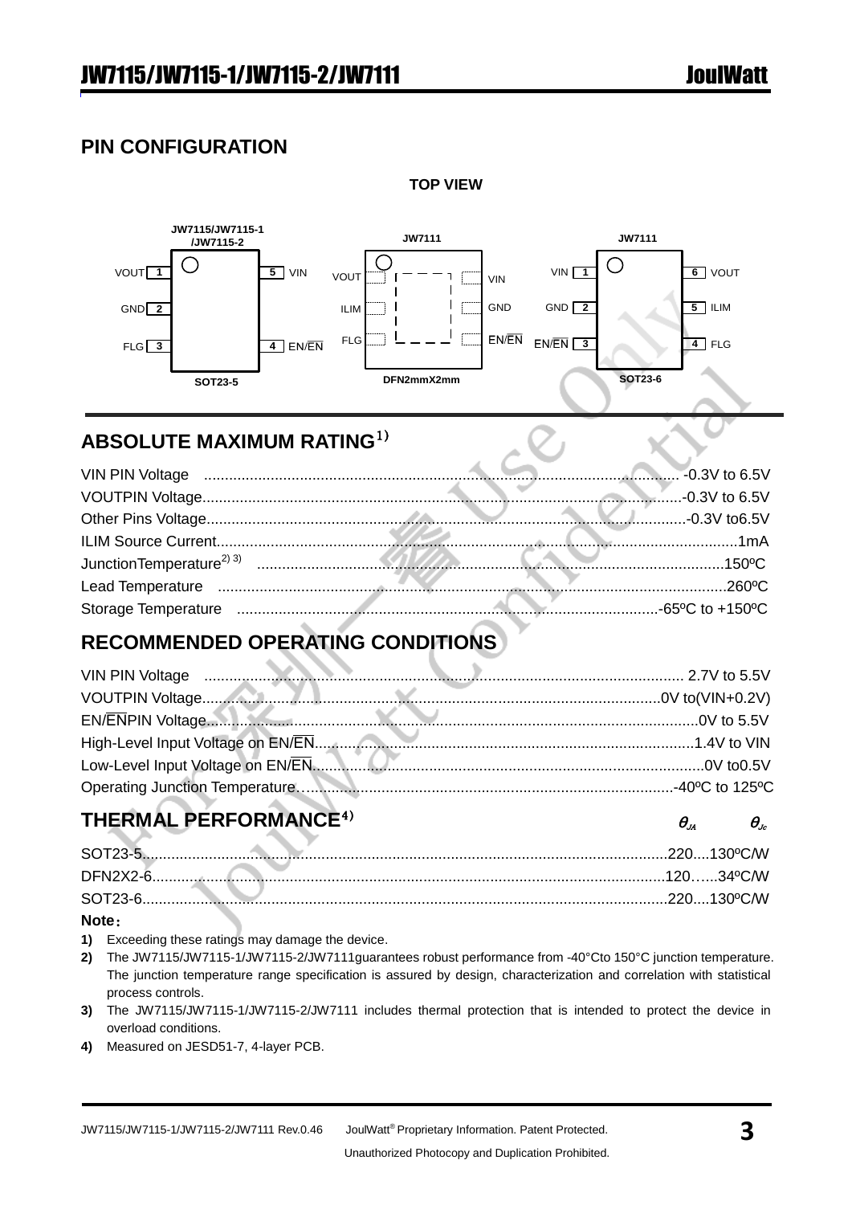## PIN CONFIGURATION

**TOP VIEW**

| Package | Pin 1 | Pin 2 | Pin 3 | Pin 4 | Pin 5 | Pin 6 |
|---|---|---|---|---|---|---|
| JW7115/JW7115-1/JW7115-2 (SOT23-5) | VOUT | GND | FLG | EN/$\overline{EN}$ | VIN | |
| JW7111 (SOT23-6) | VIN | GND | EN/$\overline{EN}$ | FLG | ILIM | VOUT |

JW7111 (DFN2mmX2mm): VOUT, ILIM, FLG (left side, top to bottom); VIN, GND, EN/$\overline{EN}$ (right side, top to bottom)

## ABSOLUTE MAXIMUM RATING[1]

VIN PIN Voltage ................................................ -0.3V to 6.5V
VOUTPIN Voltage................................................-0.3V to 6.5V
Other Pins Voltage................................................-0.3V to6.5V
ILIM Source Current................................................1mA
JunctionTemperature[2) 3)] ................................................150ºC
Lead Temperature ................................................260ºC
Storage Temperature ................................................-65ºC to +150ºC

## RECOMMENDED OPERATING CONDITIONS

VIN PIN Voltage ................................................ 2.7V to 5.5V
VOUTPIN Voltage................................................0V to(VIN+0.2V)
EN/$\overline{EN}$PIN Voltage................................................0V to 5.5V
High-Level Input Voltage on EN/$\overline{EN}$................................................1.4V to VIN
Low-Level Input Voltage on EN/$\overline{EN}$................................................0V to0.5V
Operating Junction Temperature................................................-40ºC to 125ºC

## THERMAL PERFORMANCE[4]

| | $\theta_{JA}$ | $\theta_{Jc}$ |
|---|---|---|
| SOT23-5 | 220 | 130ºC/W |
| DFN2X2-6 | 120 | 34ºC/W |
| SOT23-6 | 220 | 130ºC/W |

**Note：**

1) Exceeding these ratings may damage the device.
2) The JW7115/JW7115-1/JW7115-2/JW7111guarantees robust performance from -40°Cto 150°C junction temperature. The junction temperature range specification is assured by design, characterization and correlation with statistical process controls.
3) The JW7115/JW7115-1/JW7115-2/JW7111 includes thermal protection that is intended to protect the device in overload conditions.
4) Measured on JESD51-7, 4-layer PCB.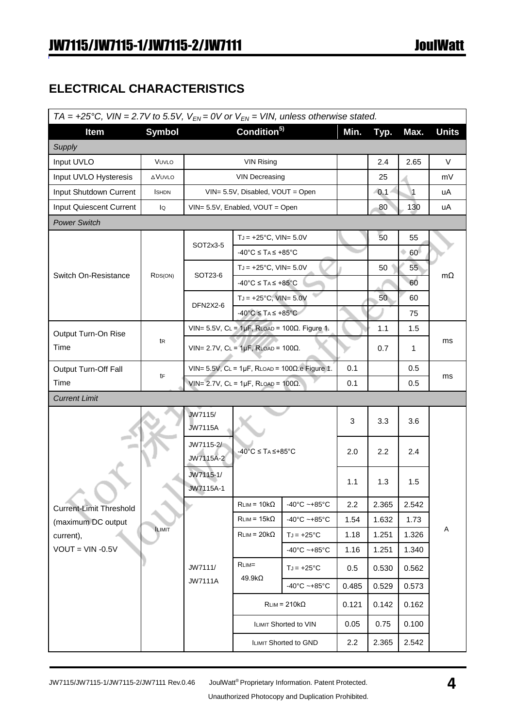## ELECTRICAL CHARACTERISTICS

$TA = +25°C$, $VIN = 2.7V$ to $5.5V$, $V_{EN} = 0V$ or $V_{EN} = VIN$, unless otherwise stated.

| Item | Symbol | Condition[5] | | | Min. | Typ. | Max. | Units |
|---|---|---|---|---|---|---|---|---|
| *Supply* | | | | | | | | |
| Input UVLO | $V_{UVLO}$ | VIN Rising | | | | 2.4 | 2.65 | V |
| Input UVLO Hysteresis | $\Delta V_{UVLO}$ | VIN Decreasing | | | | 25 | | mV |
| Input Shutdown Current | $I_{SHDN}$ | VIN= 5.5V, Disabled, VOUT = Open | | | | 0.1 | 1 | uA |
| Input Quiescent Current | $I_Q$ | VIN= 5.5V, Enabled, VOUT = Open | | | | 80 | 130 | uA |
| *Power Switch* | | | | | | | | |
| Switch On-Resistance | $R_{DS(ON)}$ | SOT2x3-5 | $T_J$ = +25°C, VIN= 5.0V | | | 50 | 55 | mΩ |
| | | | -40°C ≤ $T_A$ ≤ +85°C | | | | 60 | |
| | | SOT23-6 | $T_J$ = +25°C, VIN= 5.0V | | | 50 | 55 | |
| | | | -40°C ≤ $T_A$ ≤ +85°C | | | | 60 | |
| | | DFN2X2-6 | $T_J$ = +25°C, VIN= 5.0V | | | 50 | 60 | |
| | | | -40°C ≤ $T_A$ ≤ +85°C | | | | 75 | |
| Output Turn-On Rise Time | $t_R$ | VIN= 5.5V, $C_L$ = 1μF, $R_{LOAD}$ = 100Ω. Figure 1. | | | | 1.1 | 1.5 | ms |
| | | VIN= 2.7V, $C_L$ = 1μF, $R_{LOAD}$ = 100Ω. | | | | 0.7 | 1 | |
| Output Turn-Off Fall Time | $t_F$ | VIN= 5.5V, $C_L$ = 1μF, $R_{LOAD}$ = 100Ω.e Figure 1. | | | 0.1 | | 0.5 | ms |
| | | VIN= 2.7V, $C_L$ = 1μF, $R_{LOAD}$ = 100Ω. | | | 0.1 | | 0.5 | |
| *Current Limit* | | | | | | | | |
| Current-Limit Threshold (maximum DC output current), VOUT = VIN -0.5V | $I_{LIMIT}$ | JW7115/ JW7115A | -40°C ≤ $T_A$ ≤+85°C | | 3 | 3.3 | 3.6 | A |
| | | JW7115-2/ JW7115A-2 | | | 2.0 | 2.2 | 2.4 | |
| | | JW7115-1/ JW7115A-1 | | | 1.1 | 1.3 | 1.5 | |
| | | JW7111/ JW7111A | $R_{LIM}$ = 10kΩ | -40°C ~+85°C | 2.2 | 2.365 | 2.542 | |
| | | | $R_{LIM}$ = 15kΩ | -40°C ~+85°C | 1.54 | 1.632 | 1.73 | |
| | | | $R_{LIM}$ = 20kΩ | $T_J$ = +25°C | 1.18 | 1.251 | 1.326 | |
| | | | | -40°C ~+85°C | 1.16 | 1.251 | 1.340 | |
| | | | $R_{LIM}$= 49.9kΩ | $T_J$ = +25°C | 0.5 | 0.530 | 0.562 | |
| | | | | -40°C ~+85°C | 0.485 | 0.529 | 0.573 | |
| | | | $R_{LIM}$ = 210kΩ | | 0.121 | 0.142 | 0.162 | |
| | | | $I_{LIMIT}$ Shorted to VIN | | 0.05 | 0.75 | 0.100 | |
| | | | $I_{LIMIT}$ Shorted to GND | | 2.2 | 2.365 | 2.542 | |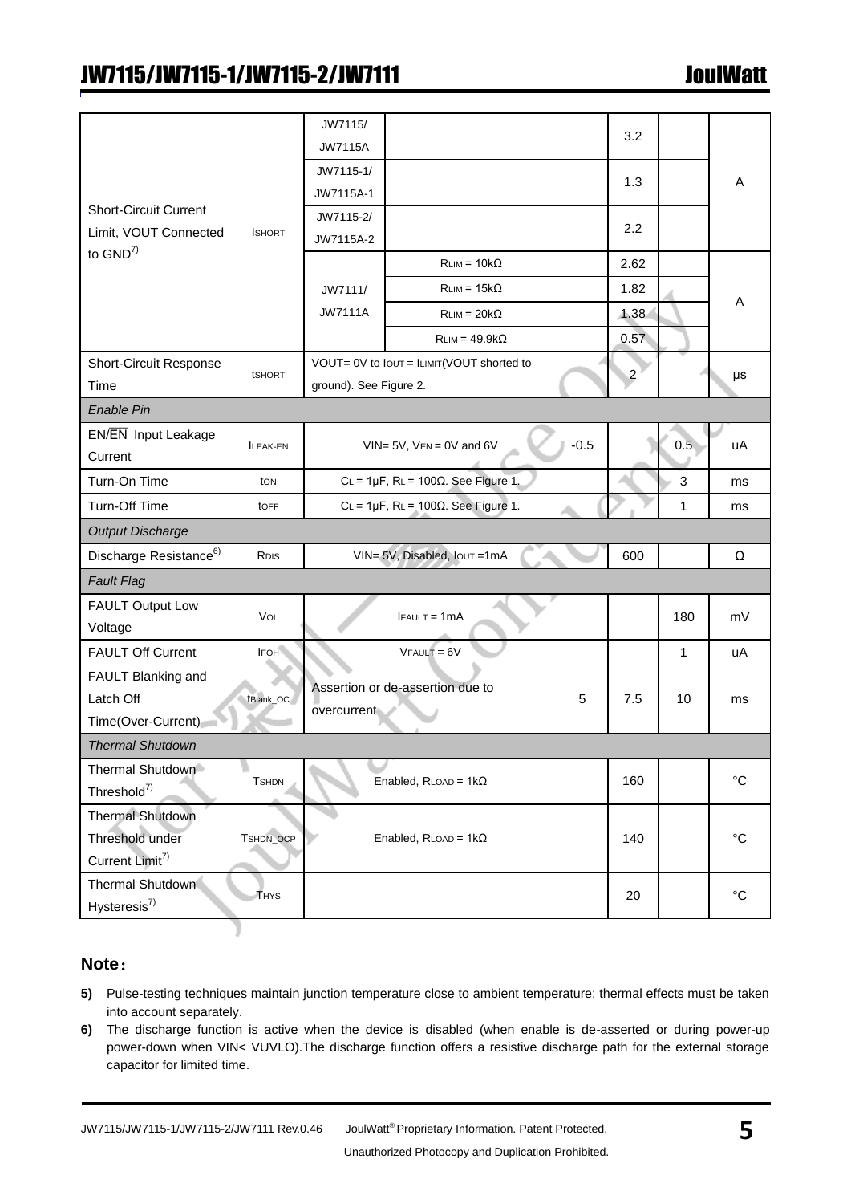| Parameter | Symbol | Condition | | Min | Typ | Max | Unit |
|---|---|---|---|---|---|---|---|
| Short-Circuit Current Limit, VOUT Connected to GND[7] | $I_{SHORT}$ | JW7115/ JW7115A | | | 3.2 | | A |
| | | JW7115-1/ JW7115A-1 | | | 1.3 | | |
| | | JW7115-2/ JW7115A-2 | | | 2.2 | | |
| | | JW7111/ JW7111A | $R_{LIM}$ = 10kΩ | | 2.62 | | A |
| | | | $R_{LIM}$ = 15kΩ | | 1.82 | | |
| | | | $R_{LIM}$ = 20kΩ | | 1.38 | | |
| | | | $R_{LIM}$ = 49.9kΩ | | 0.57 | | |
| Short-Circuit Response Time | $t_{SHORT}$ | VOUT= 0V to $I_{OUT}$ = $I_{LIMIT}$(VOUT shorted to ground). See Figure 2. | | | 2 | | μs |
| *Enable Pin* | | | | | | | |
| EN/$\overline{EN}$ Input Leakage Current | $I_{LEAK\text{-}EN}$ | VIN= 5V, $V_{EN}$ = 0V and 6V | | -0.5 | | 0.5 | uA |
| Turn-On Time | $t_{ON}$ | $C_L$ = 1μF, $R_L$ = 100Ω. See Figure 1. | | | | 3 | ms |
| Turn-Off Time | $t_{OFF}$ | $C_L$ = 1μF, $R_L$ = 100Ω. See Figure 1. | | | | 1 | ms |
| *Output Discharge* | | | | | | | |
| Discharge Resistance[6] | $R_{DIS}$ | VIN= 5V, Disabled, $I_{OUT}$ =1mA | | | 600 | | Ω |
| *Fault Flag* | | | | | | | |
| FAULT Output Low Voltage | $V_{OL}$ | $I_{FAULT}$ = 1mA | | | | 180 | mV |
| FAULT Off Current | $I_{FOH}$ | $V_{FAULT}$ = 6V | | | | 1 | uA |
| FAULT Blanking and Latch Off Time(Over-Current) | $t_{Blank\_OC}$ | Assertion or de-assertion due to overcurrent | | 5 | 7.5 | 10 | ms |
| *Thermal Shutdown* | | | | | | | |
| Thermal Shutdown Threshold[7] | $T_{SHDN}$ | Enabled, $R_{LOAD}$ = 1kΩ | | | 160 | | °C |
| Thermal Shutdown Threshold under Current Limit[7] | $T_{SHDN\_OCP}$ | Enabled, $R_{LOAD}$ = 1kΩ | | | 140 | | °C |
| Thermal Shutdown Hysteresis[7] | $T_{HYS}$ | | | | 20 | | °C |

**Note：**

**5)** Pulse-testing techniques maintain junction temperature close to ambient temperature; thermal effects must be taken into account separately.

**6)** The discharge function is active when the device is disabled (when enable is de-asserted or during power-up power-down when VIN< VUVLO).The discharge function offers a resistive discharge path for the external storage capacitor for limited time.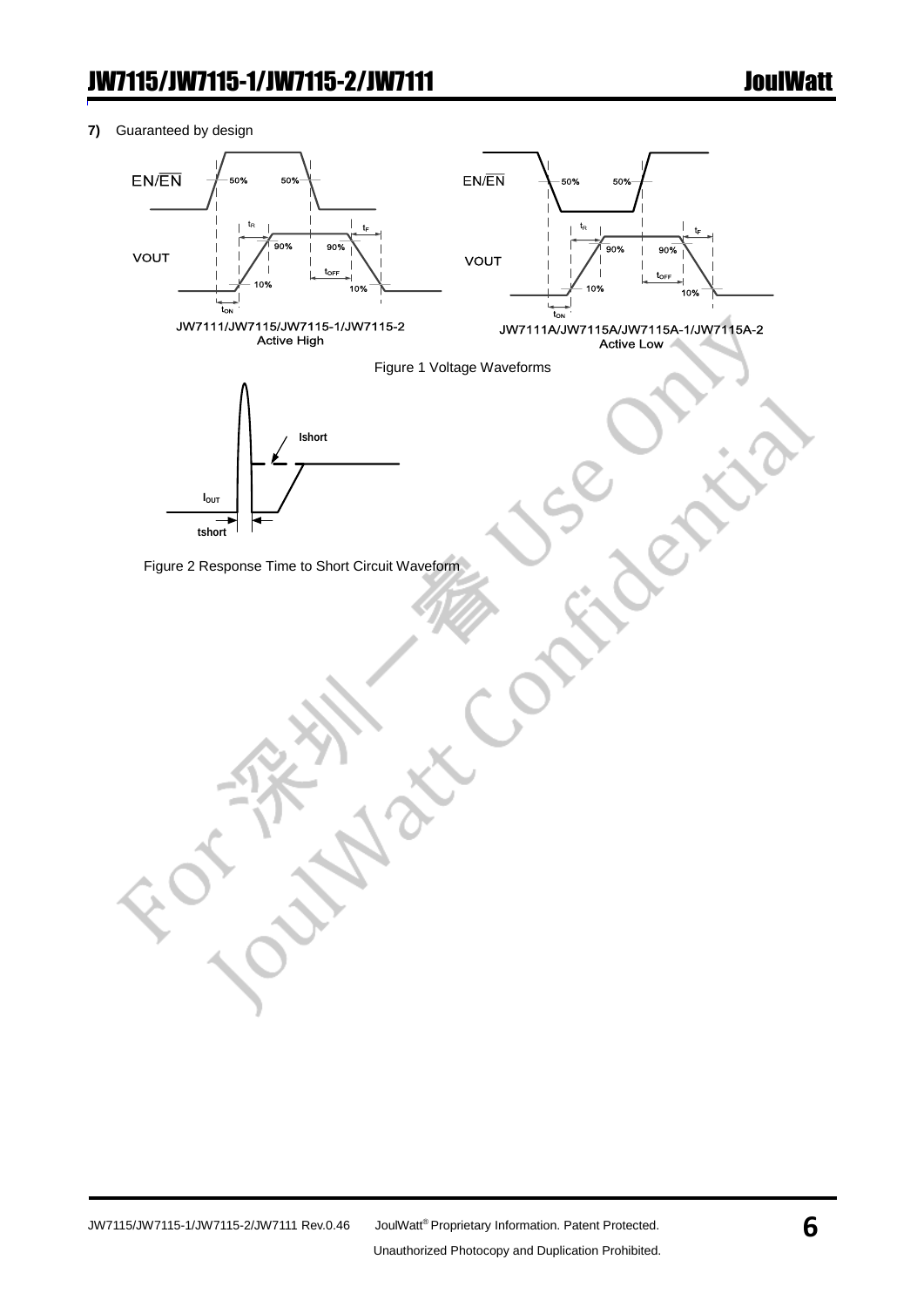**7)** Guaranteed by design

JW7111/JW7115/JW7115-1/JW7115-2
Active High

JW7111A/JW7115A/JW7115A-1/JW7115A-2
Active Low

Figure 1 Voltage Waveforms

Figure 2 Response Time to Short Circuit Waveform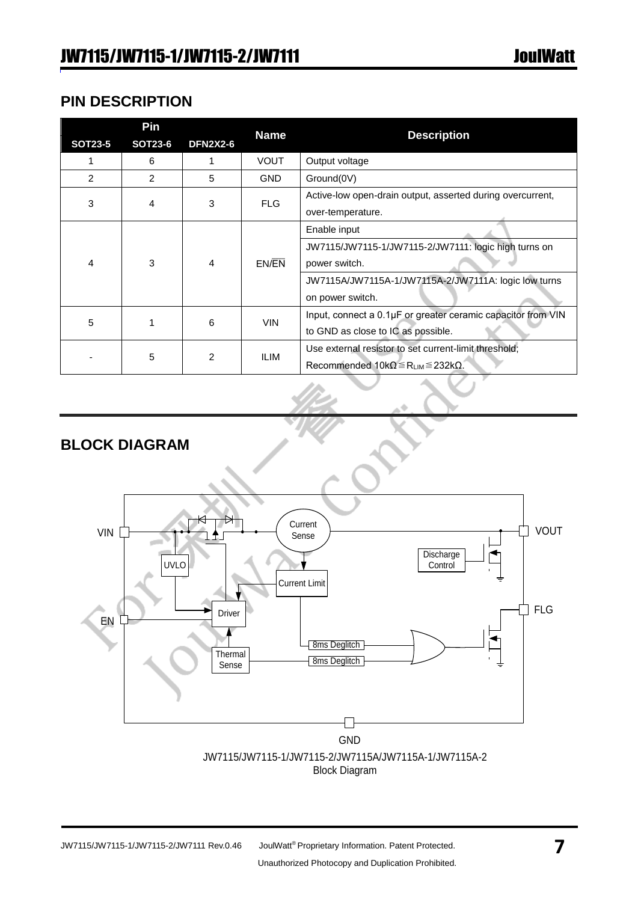## PIN DESCRIPTION

| Pin | | | Name | Description |
|---|---|---|---|---|
| SOT23-5 | SOT23-6 | DFN2X2-6 | | |
| 1 | 6 | 1 | VOUT | Output voltage |
| 2 | 2 | 5 | GND | Ground(0V) |
| 3 | 4 | 3 | FLG | Active-low open-drain output, asserted during overcurrent, over-temperature. |
| 4 | 3 | 4 | EN/$\overline{EN}$ | Enable input<br>JW7115/JW7115-1/JW7115-2/JW7111: logic high turns on power switch.<br>JW7115A/JW7115A-1/JW7115A-2/JW7111A: logic low turns on power switch. |
| 5 | 1 | 6 | VIN | Input, connect a 0.1μF or greater ceramic capacitor from VIN to GND as close to IC as possible. |
| - | 5 | 2 | ILIM | Use external resistor to set current-limit threshold; Recommended 10kΩ≦$R_{LIM}$≦232kΩ. |

## BLOCK DIAGRAM

JW7115/JW7115-1/JW7115-2/JW7115A/JW7115A-1/JW7115A-2
Block Diagram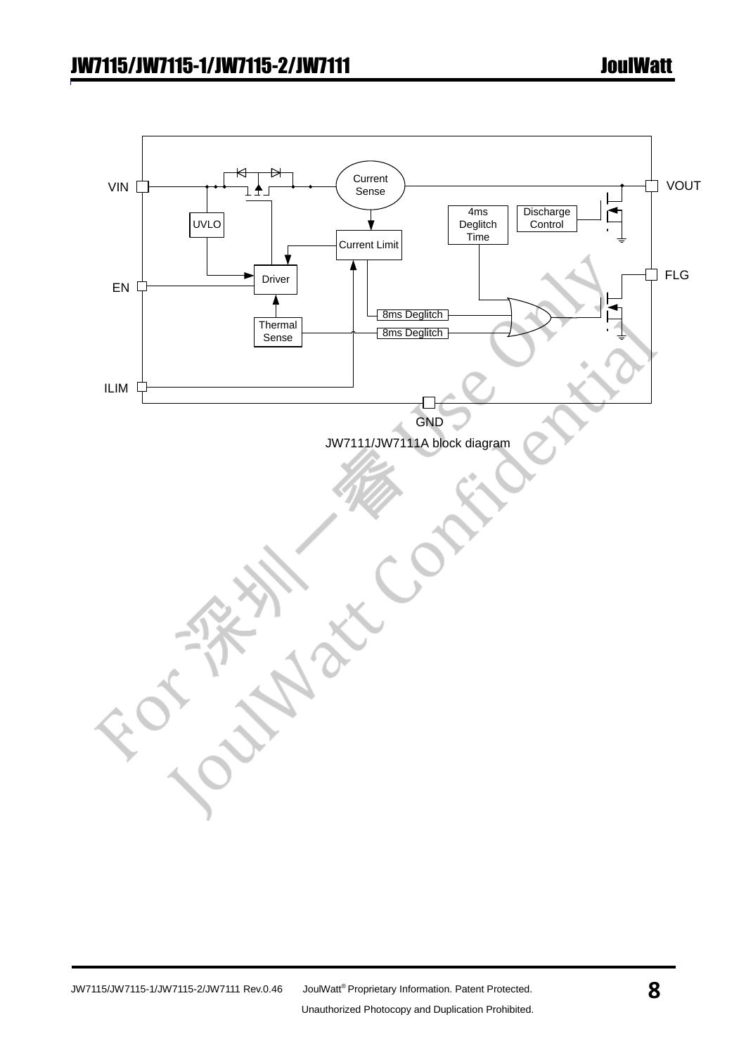VIN

VOUT

UVLO

Current Sense

4ms Deglitch Time

Discharge Control

Current Limit

Driver

FLG

EN

8ms Deglitch

8ms Deglitch

Thermal Sense

ILIM

GND

JW7111/JW7111A block diagram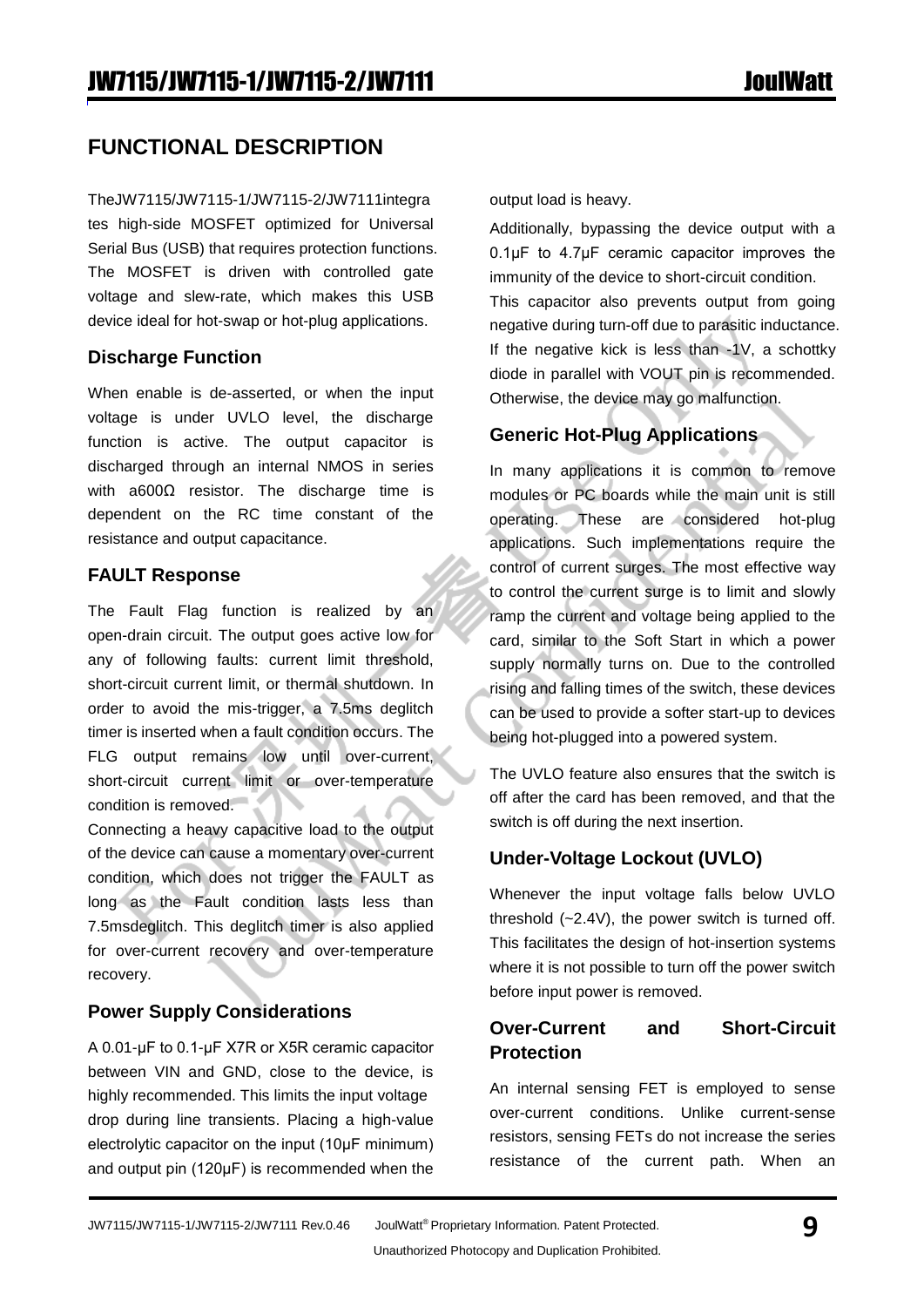# FUNCTIONAL DESCRIPTION

TheJW7115/JW7115-1/JW7115-2/JW7111integrates high-side MOSFET optimized for Universal Serial Bus (USB) that requires protection functions. The MOSFET is driven with controlled gate voltage and slew-rate, which makes this USB device ideal for hot-swap or hot-plug applications.

## Discharge Function

When enable is de-asserted, or when the input voltage is under UVLO level, the discharge function is active. The output capacitor is discharged through an internal NMOS in series with a600Ω resistor. The discharge time is dependent on the RC time constant of the resistance and output capacitance.

## FAULT Response

The Fault Flag function is realized by an open-drain circuit. The output goes active low for any of following faults: current limit threshold, short-circuit current limit, or thermal shutdown. In order to avoid the mis-trigger, a 7.5ms deglitch timer is inserted when a fault condition occurs. The FLG output remains low until over-current, short-circuit current limit or over-temperature condition is removed.

Connecting a heavy capacitive load to the output of the device can cause a momentary over-current condition, which does not trigger the FAULT as long as the Fault condition lasts less than 7.5msdeglitch. This deglitch timer is also applied for over-current recovery and over-temperature recovery.

## Power Supply Considerations

A 0.01-μF to 0.1-μF X7R or X5R ceramic capacitor between VIN and GND, close to the device, is highly recommended. This limits the input voltage drop during line transients. Placing a high-value electrolytic capacitor on the input (10μF minimum) and output pin (120μF) is recommended when the output load is heavy.

Additionally, bypassing the device output with a 0.1μF to 4.7μF ceramic capacitor improves the immunity of the device to short-circuit condition.

This capacitor also prevents output from going negative during turn-off due to parasitic inductance. If the negative kick is less than -1V, a schottky diode in parallel with VOUT pin is recommended. Otherwise, the device may go malfunction.

## Generic Hot-Plug Applications

In many applications it is common to remove modules or PC boards while the main unit is still operating. These are considered hot-plug applications. Such implementations require the control of current surges. The most effective way to control the current surge is to limit and slowly ramp the current and voltage being applied to the card, similar to the Soft Start in which a power supply normally turns on. Due to the controlled rising and falling times of the switch, these devices can be used to provide a softer start-up to devices being hot-plugged into a powered system.

The UVLO feature also ensures that the switch is off after the card has been removed, and that the switch is off during the next insertion.

## Under-Voltage Lockout (UVLO)

Whenever the input voltage falls below UVLO threshold (~2.4V), the power switch is turned off. This facilitates the design of hot-insertion systems where it is not possible to turn off the power switch before input power is removed.

## Over-Current and Short-Circuit Protection

An internal sensing FET is employed to sense over-current conditions. Unlike current-sense resistors, sensing FETs do not increase the series resistance of the current path. When an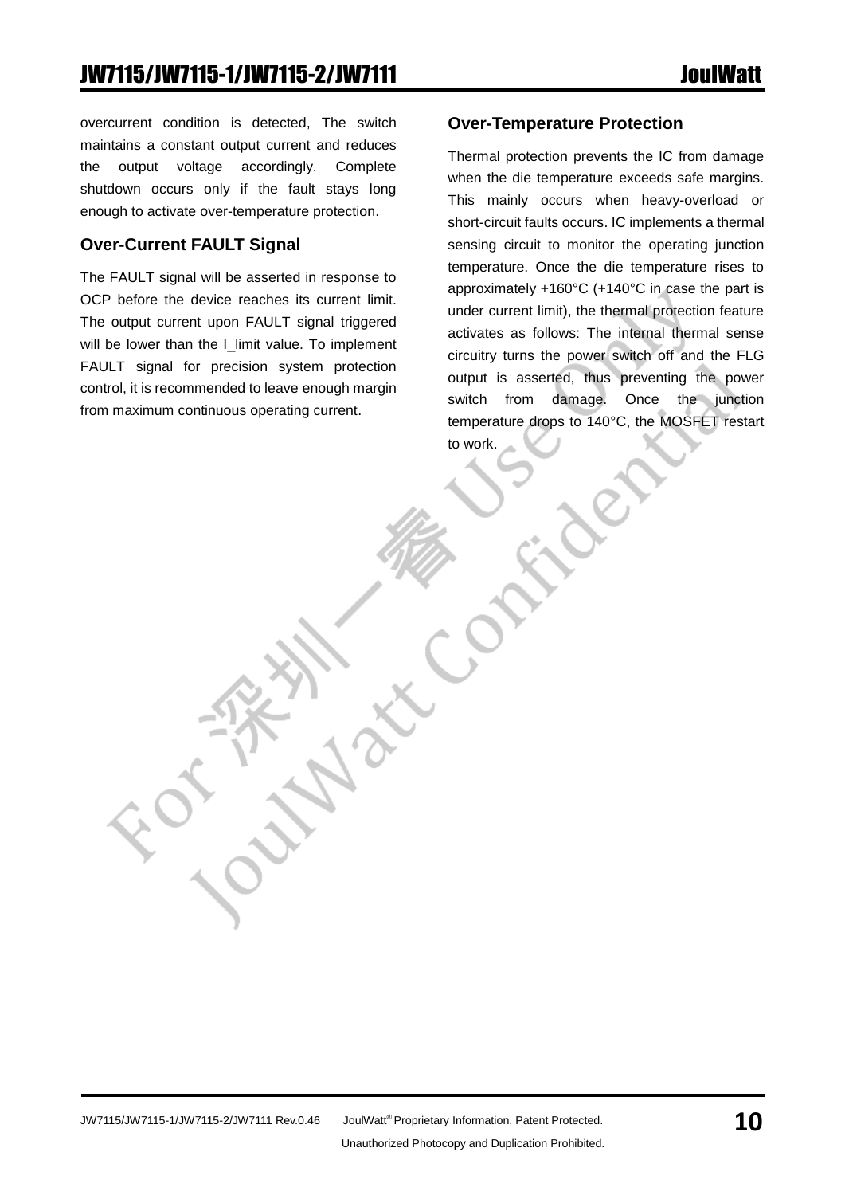overcurrent condition is detected, The switch maintains a constant output current and reduces the output voltage accordingly. Complete shutdown occurs only if the fault stays long enough to activate over-temperature protection.

### Over-Current FAULT Signal

The FAULT signal will be asserted in response to OCP before the device reaches its current limit. The output current upon FAULT signal triggered will be lower than the I_limit value. To implement FAULT signal for precision system protection control, it is recommended to leave enough margin from maximum continuous operating current.

### Over-Temperature Protection

Thermal protection prevents the IC from damage when the die temperature exceeds safe margins. This mainly occurs when heavy-overload or short-circuit faults occurs. IC implements a thermal sensing circuit to monitor the operating junction temperature. Once the die temperature rises to approximately +160°C (+140°C in case the part is under current limit), the thermal protection feature activates as follows: The internal thermal sense circuitry turns the power switch off and the FLG output is asserted, thus preventing the power switch from damage. Once the junction temperature drops to 140°C, the MOSFET restart to work.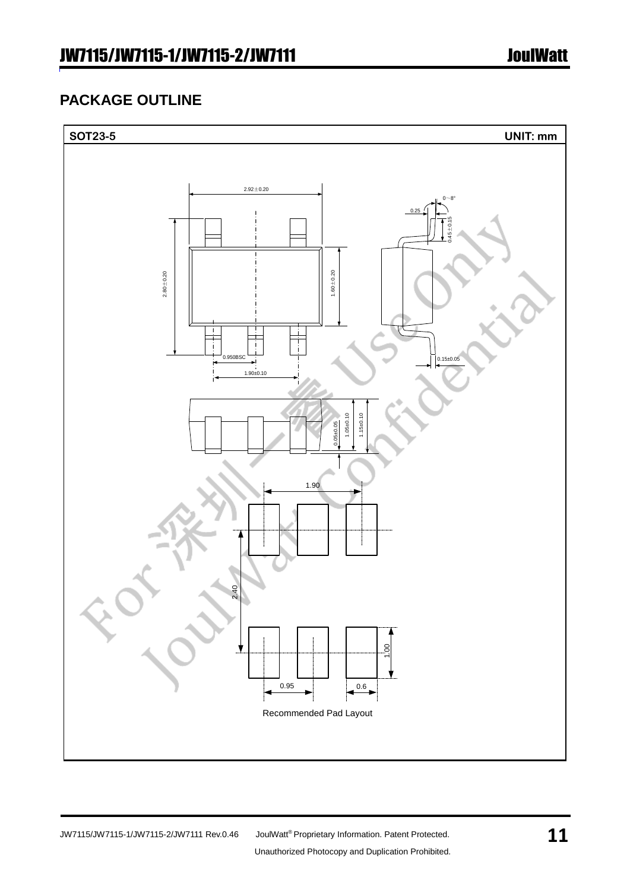## PACKAGE OUTLINE

**SOT23-5** **UNIT: mm**

2.92±0.20

0~8°

0.25

0.45±0.15

2.80±0.20

1.60±0.20

0.950BSC

1.90±0.10

0.15±0.05

0.05±0.05

1.05±0.10

1.15±0.10

1.90

2.40

1.00

0.95

0.6

Recommended Pad Layout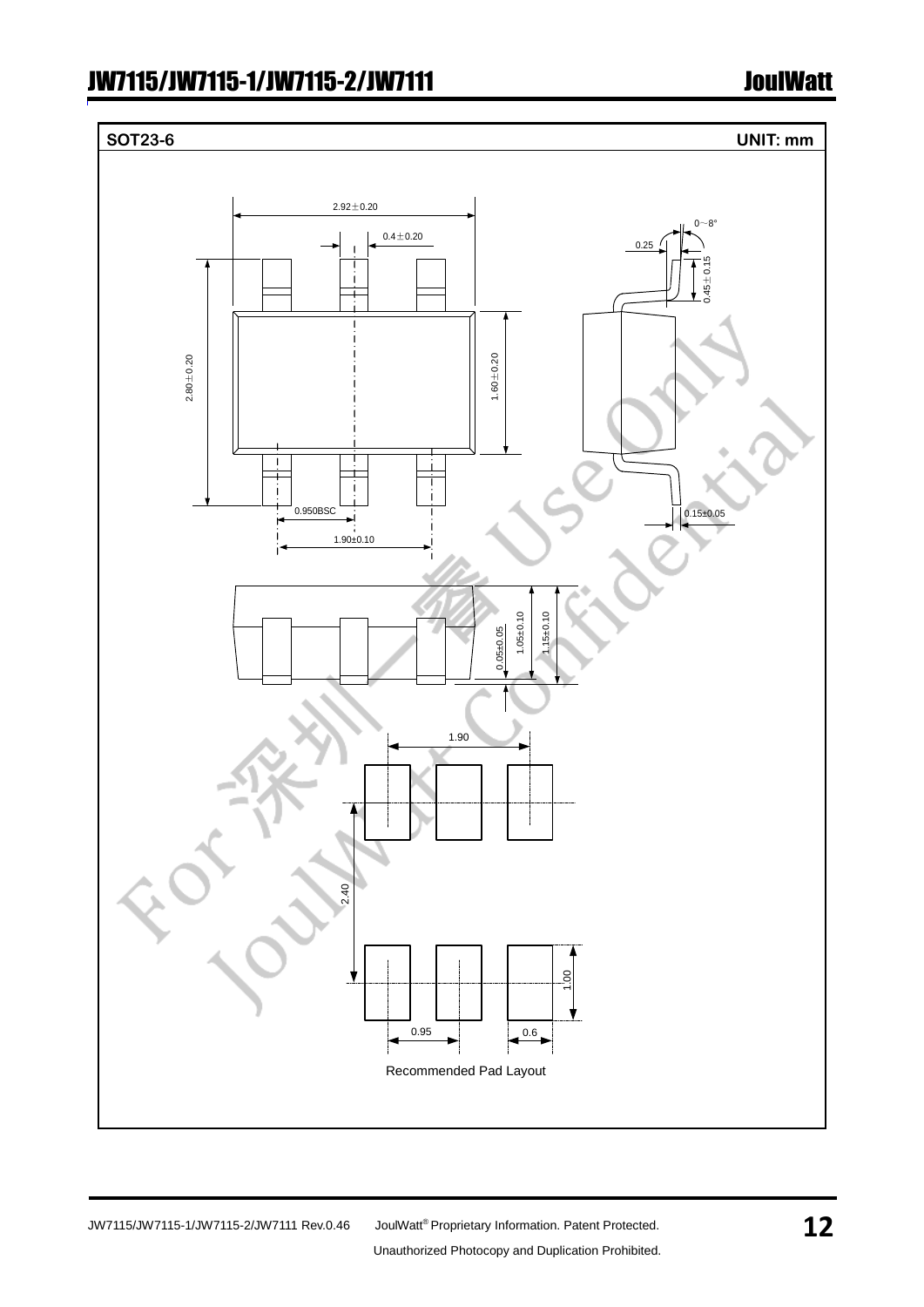**SOT23-6** **UNIT: mm**

2.92±0.20

0.4±0.20

0~8°

0.25

0.45±0.15

2.80±0.20

1.60±0.20

0.950BSC

1.90±0.10

0.15±0.05

0.05±0.05

1.05±0.10

1.15±0.10

1.90

2.40

1.00

0.95

0.6

Recommended Pad Layout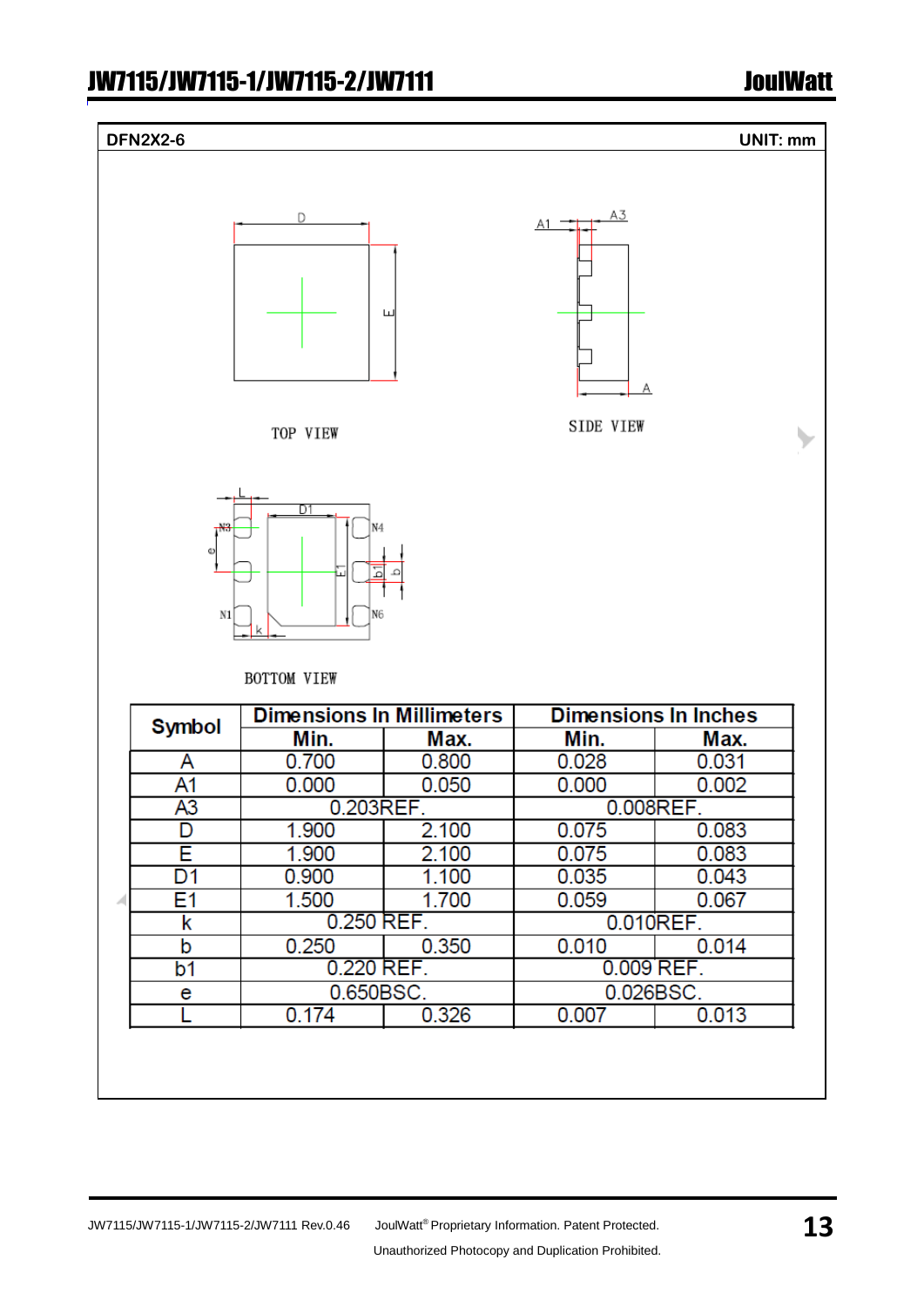**DFN2X2-6** **UNIT: mm**

TOP VIEW

SIDE VIEW

BOTTOM VIEW

| Symbol | Dimensions In Millimeters | | Dimensions In Inches | |
|---|---|---|---|---|
| | Min. | Max. | Min. | Max. |
| A | 0.700 | 0.800 | 0.028 | 0.031 |
| A1 | 0.000 | 0.050 | 0.000 | 0.002 |
| A3 | 0.203REF. | | 0.008REF. | |
| D | 1.900 | 2.100 | 0.075 | 0.083 |
| E | 1.900 | 2.100 | 0.075 | 0.083 |
| D1 | 0.900 | 1.100 | 0.035 | 0.043 |
| E1 | 1.500 | 1.700 | 0.059 | 0.067 |
| k | 0.250 REF. | | 0.010REF. | |
| b | 0.250 | 0.350 | 0.010 | 0.014 |
| b1 | 0.220 REF. | | 0.009 REF. | |
| e | 0.650BSC. | | 0.026BSC. | |
| L | 0.174 | 0.326 | 0.007 | 0.013 |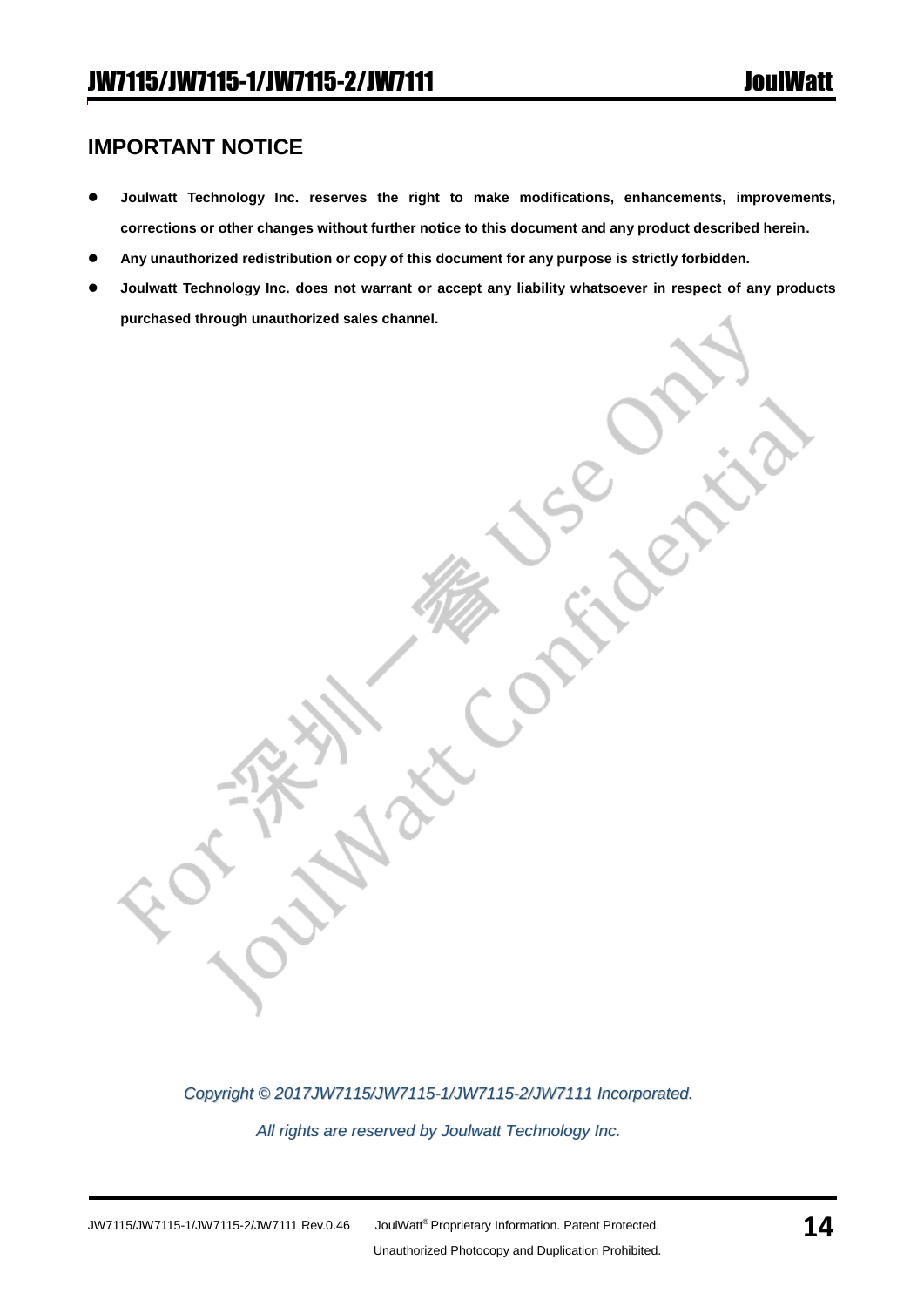## IMPORTANT NOTICE

- **Joulwatt Technology Inc. reserves the right to make modifications, enhancements, improvements, corrections or other changes without further notice to this document and any product described herein.**
- **Any unauthorized redistribution or copy of this document for any purpose is strictly forbidden.**
- **Joulwatt Technology Inc. does not warrant or accept any liability whatsoever in respect of any products purchased through unauthorized sales channel.**

*Copyright © 2017JW7115/JW7115-1/JW7115-2/JW7111 Incorporated.*

*All rights are reserved by Joulwatt Technology Inc.*